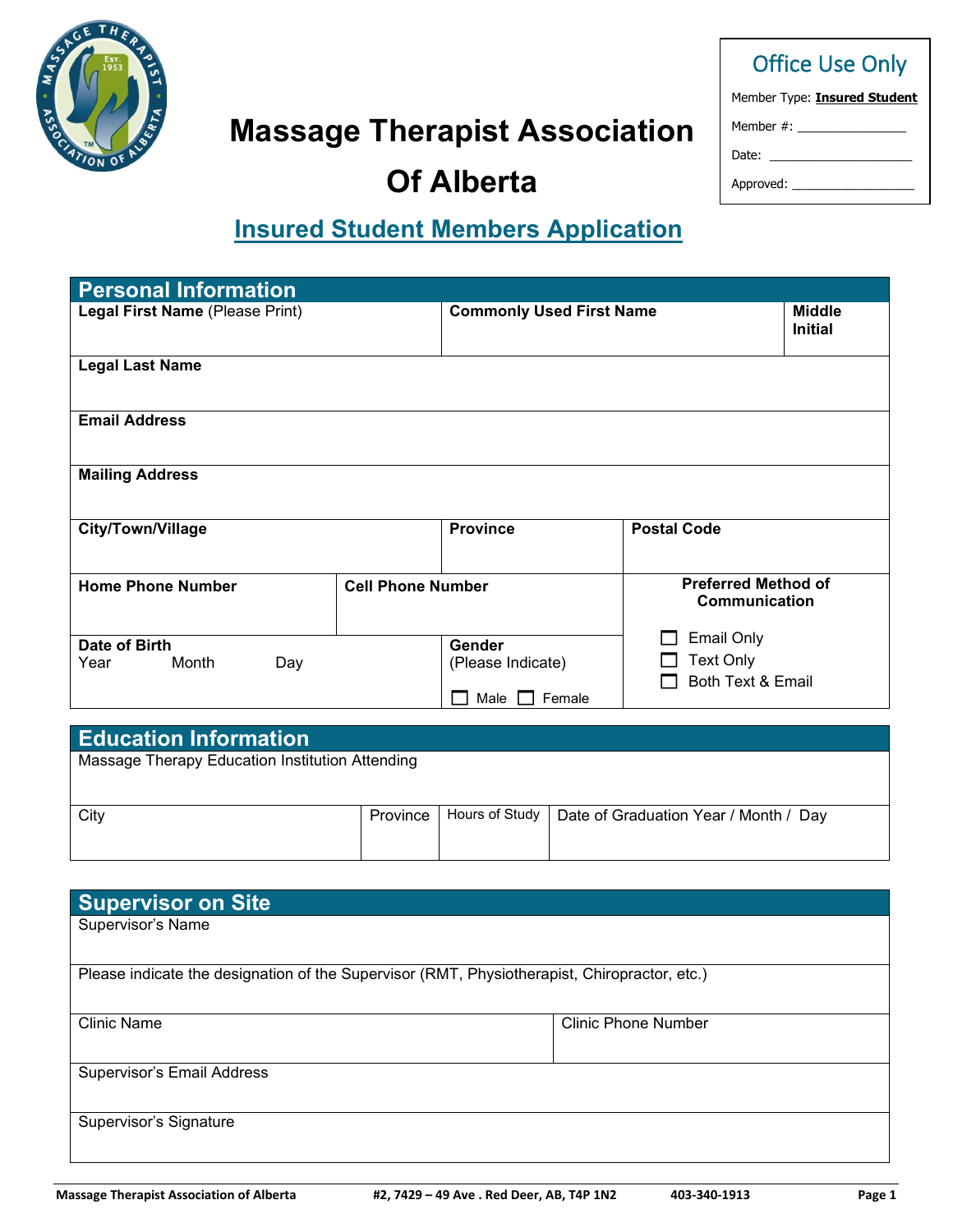# Massage Therapist Association Of Alberta

**Office Use Only**

Member Type: **Insured Student**

Member #: ________________

Date: ______________________

Approved: __________________

## Insured Student Members Application

### Personal Information

| **Legal First Name** (Please Print) | **Commonly Used First Name** | **Middle Initial** |
|---|---|---|
| | | |

| **Legal Last Name** |
|---|
| |

| **Email Address** |
|---|
| |

| **Mailing Address** |
|---|
| |

| **City/Town/Village** | **Province** | **Postal Code** |
|---|---|---|
| | | |

| **Home Phone Number** | **Cell Phone Number** | **Preferred Method of Communication** |
|---|---|---|
| | | ☐ Email Only<br>☐ Text Only<br>☐ Both Text & Email |

| **Date of Birth** Year Month Day | **Gender** (Please Indicate) ☐ Male ☐ Female |
|---|---|
| | |

### Education Information

| Massage Therapy Education Institution Attending |
|---|
| |

| City | Province | Hours of Study | Date of Graduation Year / Month / Day |
|---|---|---|---|
| | | | |

### Supervisor on Site

| Supervisor's Name |
|---|
| |

| Please indicate the designation of the Supervisor (RMT, Physiotherapist, Chiropractor, etc.) |
|---|
| |

| Clinic Name | Clinic Phone Number |
|---|---|
| | |

| Supervisor's Email Address |
|---|
| |

| Supervisor's Signature |
|---|
| |

Massage Therapist Association of Alberta #2, 7429 – 49 Ave . Red Deer, AB, T4P 1N2 403-340-1913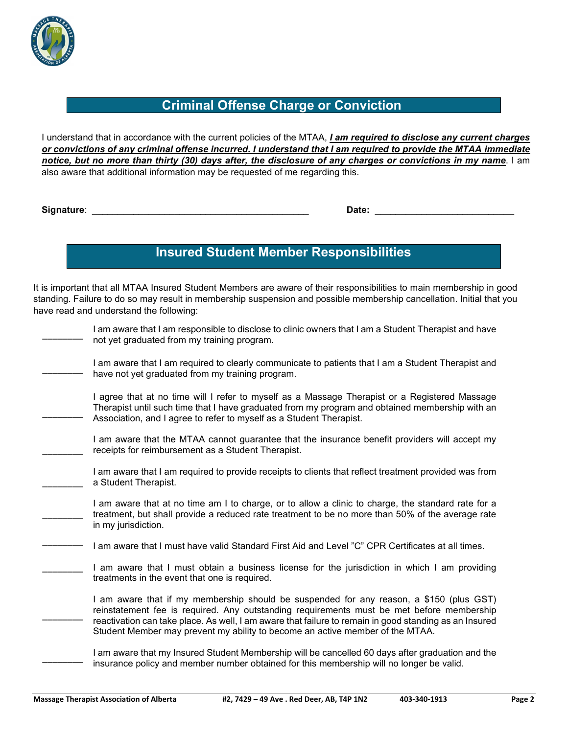## Criminal Offense Charge or Conviction

I understand that in accordance with the current policies of the MTAA, ***I am required to disclose any current charges or convictions of any criminal offense incurred. I understand that I am required to provide the MTAA immediate notice, but no more than thirty (30) days after, the disclosure of any charges or convictions in my name***. I am also aware that additional information may be requested of me regarding this.

**Signature**: ___________________________________________ **Date:** ___________________________

## Insured Student Member Responsibilities

It is important that all MTAA Insured Student Members are aware of their responsibilities to main membership in good standing. Failure to do so may result in membership suspension and possible membership cancellation. Initial that you have read and understand the following:

________ I am aware that I am responsible to disclose to clinic owners that I am a Student Therapist and have not yet graduated from my training program.

________ I am aware that I am required to clearly communicate to patients that I am a Student Therapist and have not yet graduated from my training program.

________ I agree that at no time will I refer to myself as a Massage Therapist or a Registered Massage Therapist until such time that I have graduated from my program and obtained membership with an Association, and I agree to refer to myself as a Student Therapist.

________ I am aware that the MTAA cannot guarantee that the insurance benefit providers will accept my receipts for reimbursement as a Student Therapist.

________ I am aware that I am required to provide receipts to clients that reflect treatment provided was from a Student Therapist.

________ I am aware that at no time am I to charge, or to allow a clinic to charge, the standard rate for a treatment, but shall provide a reduced rate treatment to be no more than 50% of the average rate in my jurisdiction.

________ I am aware that I must have valid Standard First Aid and Level "C" CPR Certificates at all times.

________ I am aware that I must obtain a business license for the jurisdiction in which I am providing treatments in the event that one is required.

________ I am aware that if my membership should be suspended for any reason, a $150 (plus GST) reinstatement fee is required. Any outstanding requirements must be met before membership reactivation can take place. As well, I am aware that failure to remain in good standing as an Insured Student Member may prevent my ability to become an active member of the MTAA.

________ I am aware that my Insured Student Membership will be cancelled 60 days after graduation and the insurance policy and member number obtained for this membership will no longer be valid.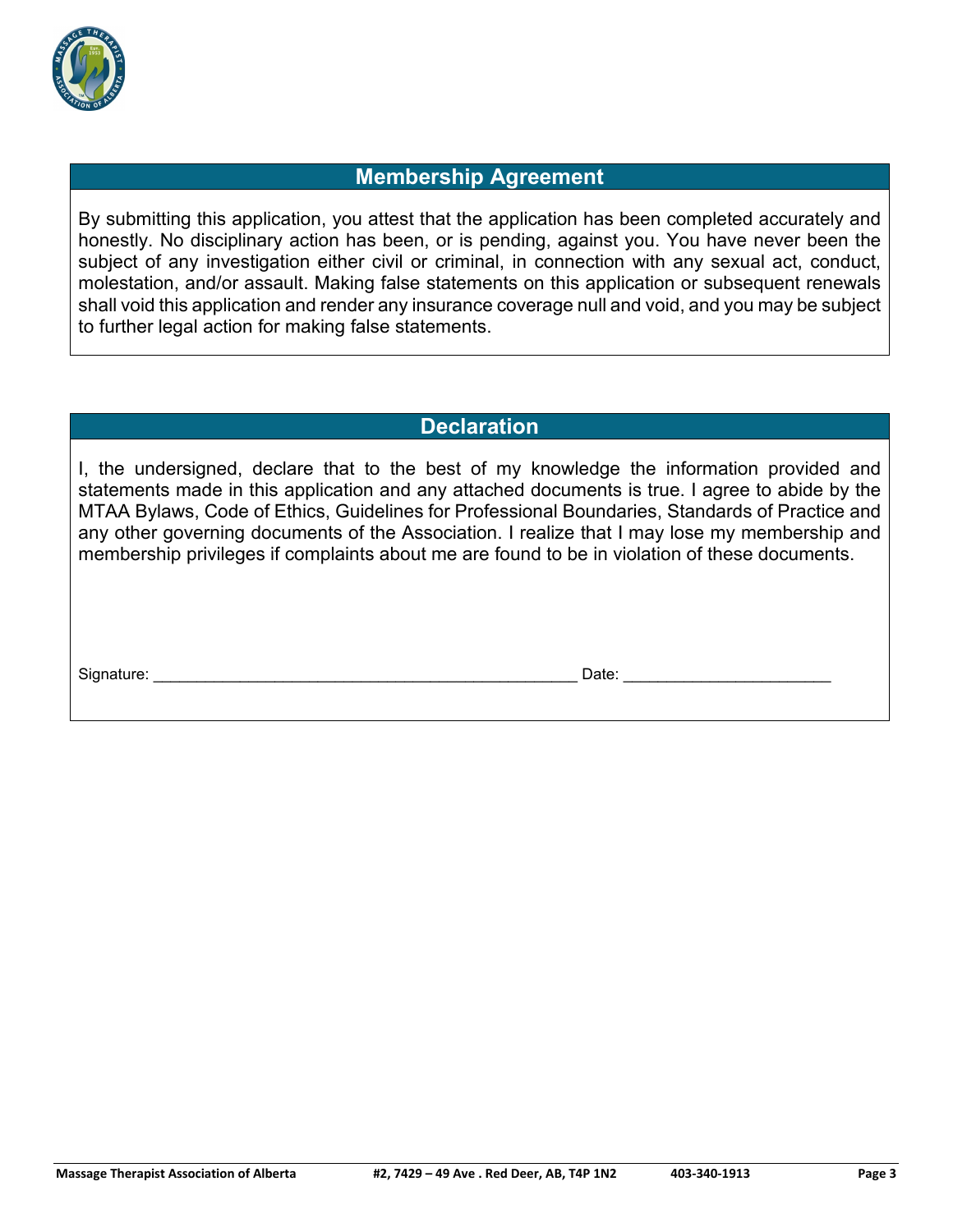## Membership Agreement

By submitting this application, you attest that the application has been completed accurately and honestly. No disciplinary action has been, or is pending, against you. You have never been the subject of any investigation either civil or criminal, in connection with any sexual act, conduct, molestation, and/or assault. Making false statements on this application or subsequent renewals shall void this application and render any insurance coverage null and void, and you may be subject to further legal action for making false statements.

## Declaration

I, the undersigned, declare that to the best of my knowledge the information provided and statements made in this application and any attached documents is true. I agree to abide by the MTAA Bylaws, Code of Ethics, Guidelines for Professional Boundaries, Standards of Practice and any other governing documents of the Association. I realize that I may lose my membership and membership privileges if complaints about me are found to be in violation of these documents.

Signature: ______________________________________________ Date: ______________________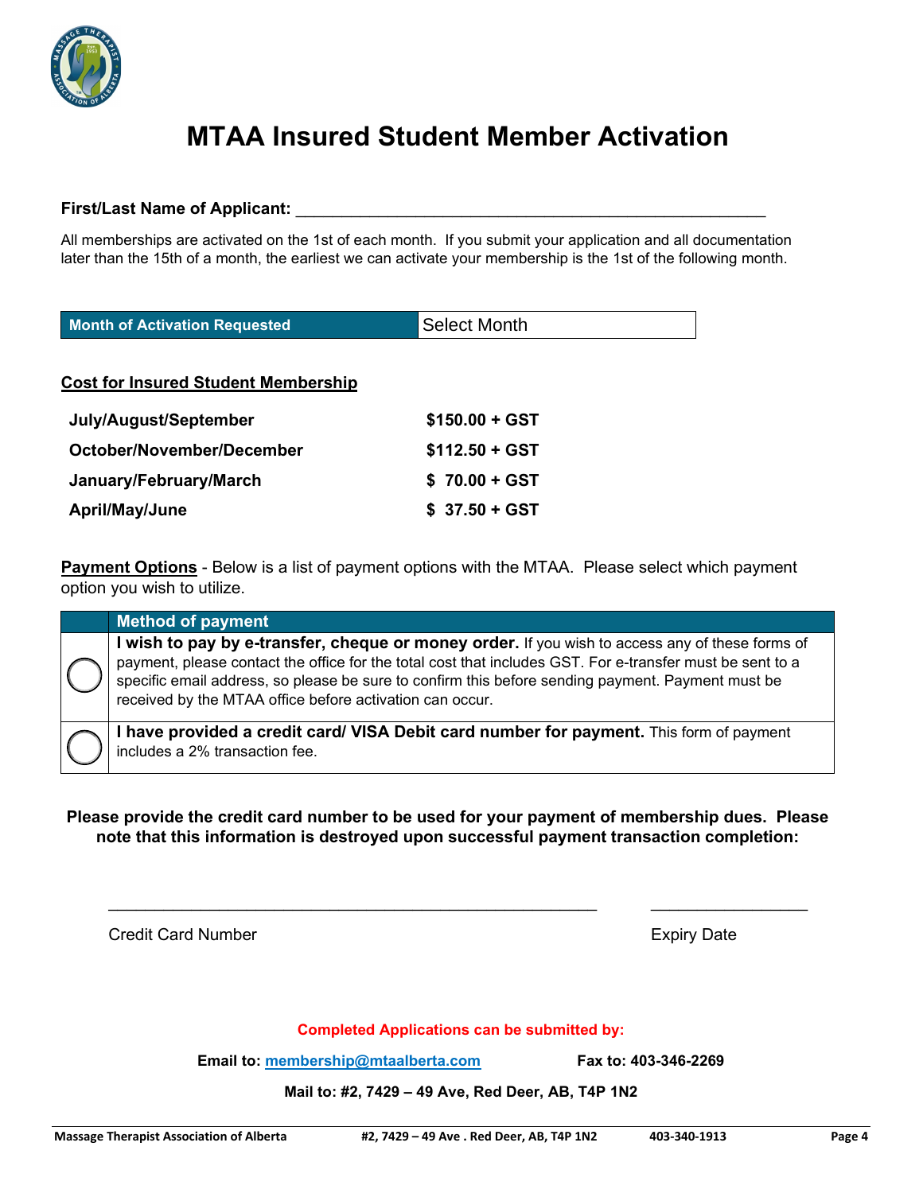# MTAA Insured Student Member Activation

**First/Last Name of Applicant:** ___________________________________________________

All memberships are activated on the 1st of each month. If you submit your application and all documentation later than the 15th of a month, the earliest we can activate your membership is the 1st of the following month.

| **Month of Activation Requested** | Select Month |
|---|---|

**Cost for Insured Student Membership**

| | |
|---|---|
| **July/August/September** | **$150.00 + GST** |
| **October/November/December** | **$112.50 + GST** |
| **January/February/March** | **$ 70.00 + GST** |
| **April/May/June** | **$ 37.50 + GST** |

**Payment Options** - Below is a list of payment options with the MTAA. Please select which payment option you wish to utilize.

| | Method of payment |
|---|---|
| ◯ | **I wish to pay by e-transfer, cheque or money order.** If you wish to access any of these forms of payment, please contact the office for the total cost that includes GST. For e-transfer must be sent to a specific email address, so please be sure to confirm this before sending payment. Payment must be received by the MTAA office before activation can occur. |
| ◯ | **I have provided a credit card/ VISA Debit card number for payment.** This form of payment includes a 2% transaction fee. |

**Please provide the credit card number to be used for your payment of membership dues. Please note that this information is destroyed upon successful payment transaction completion:**

_____________________________________________ __________________

Credit Card Number Expiry Date

**Completed Applications can be submitted by:**

**Email to:** membership@mtaalberta.com **Fax to: 403-346-2269**

**Mail to: #2, 7429 – 49 Ave, Red Deer, AB, T4P 1N2**